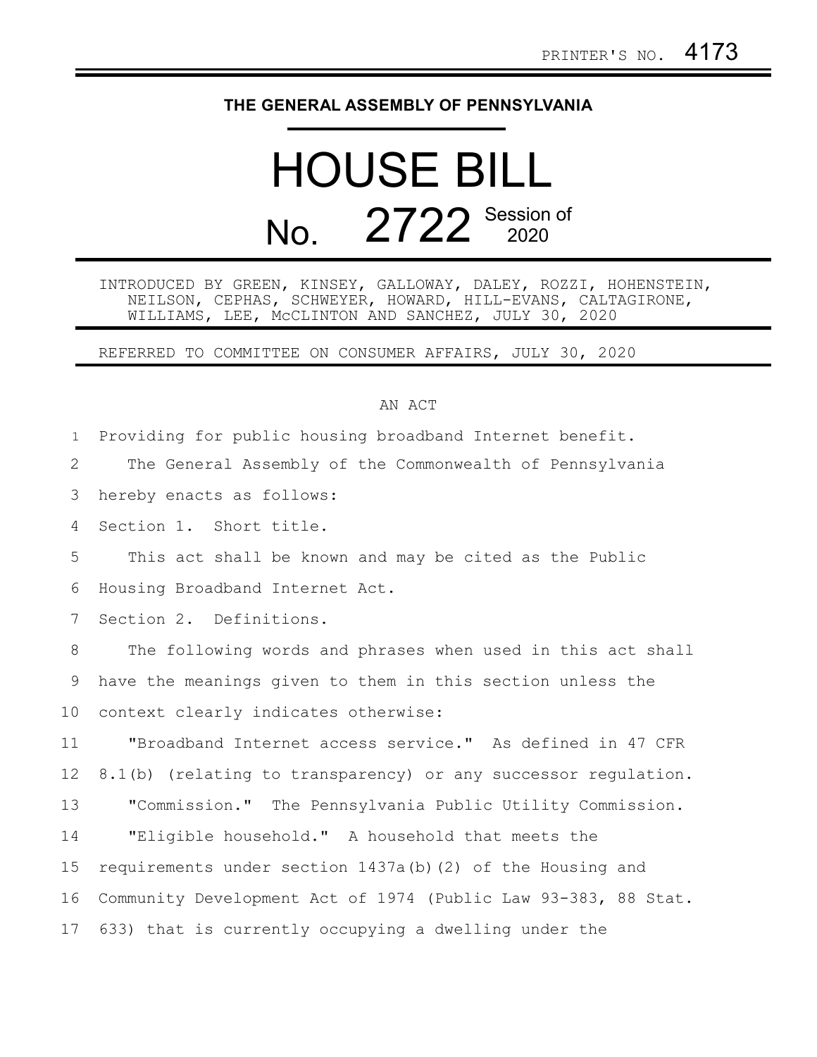PRINTER'S NO. 4173

**THE GENERAL ASSEMBLY OF PENNSYLVANIA**

# HOUSE BILL

# No. 2722 Session of 2020

INTRODUCED BY GREEN, KINSEY, GALLOWAY, DALEY, ROZZI, HOHENSTEIN, NEILSON, CEPHAS, SCHWEYER, HOWARD, HILL-EVANS, CALTAGIRONE, WILLIAMS, LEE, McCLINTON AND SANCHEZ, JULY 30, 2020

REFERRED TO COMMITTEE ON CONSUMER AFFAIRS, JULY 30, 2020

AN ACT

Providing for public housing broadband Internet benefit.

The General Assembly of the Commonwealth of Pennsylvania hereby enacts as follows:

Section 1. Short title.

This act shall be known and may be cited as the Public Housing Broadband Internet Act.

Section 2. Definitions.

The following words and phrases when used in this act shall have the meanings given to them in this section unless the context clearly indicates otherwise:

"Broadband Internet access service." As defined in 47 CFR 8.1(b) (relating to transparency) or any successor regulation.

"Commission." The Pennsylvania Public Utility Commission.

"Eligible household." A household that meets the requirements under section 1437a(b)(2) of the Housing and Community Development Act of 1974 (Public Law 93-383, 88 Stat. 633) that is currently occupying a dwelling under the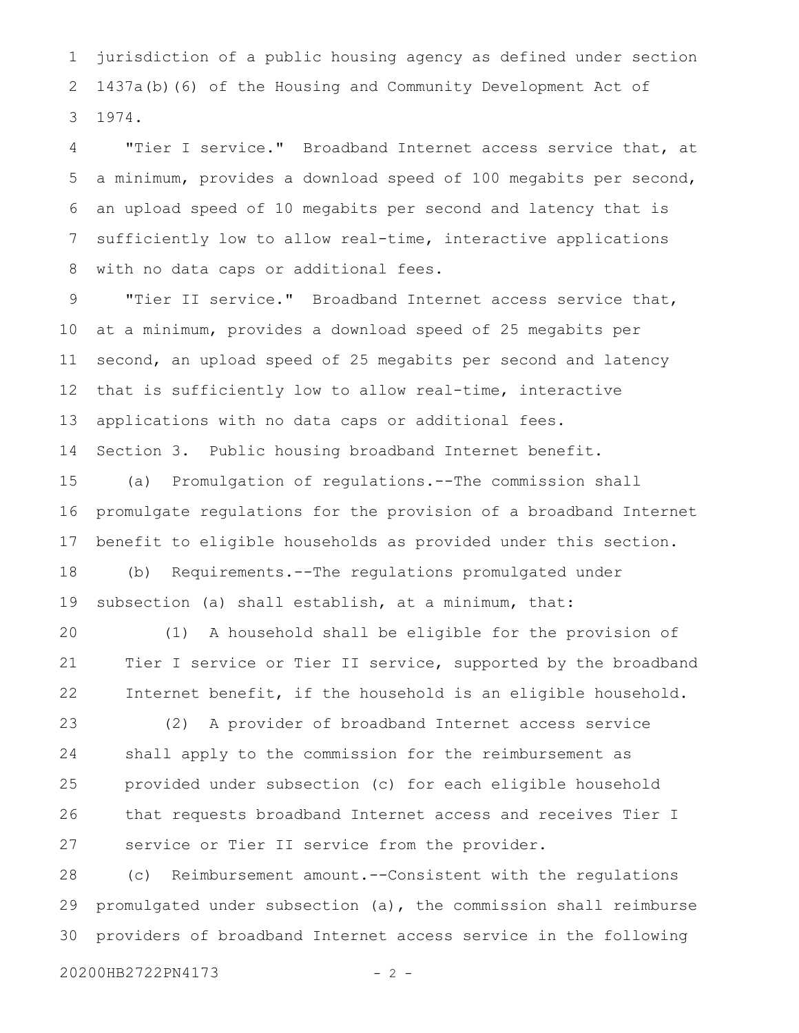jurisdiction of a public housing agency as defined under section 1437a(b)(6) of the Housing and Community Development Act of 1974.

"Tier I service." Broadband Internet access service that, at a minimum, provides a download speed of 100 megabits per second, an upload speed of 10 megabits per second and latency that is sufficiently low to allow real-time, interactive applications with no data caps or additional fees.

"Tier II service." Broadband Internet access service that, at a minimum, provides a download speed of 25 megabits per second, an upload speed of 25 megabits per second and latency that is sufficiently low to allow real-time, interactive applications with no data caps or additional fees.

Section 3. Public housing broadband Internet benefit.

(a) Promulgation of regulations.--The commission shall promulgate regulations for the provision of a broadband Internet benefit to eligible households as provided under this section.

(b) Requirements.--The regulations promulgated under subsection (a) shall establish, at a minimum, that:

(1) A household shall be eligible for the provision of Tier I service or Tier II service, supported by the broadband Internet benefit, if the household is an eligible household.

(2) A provider of broadband Internet access service shall apply to the commission for the reimbursement as provided under subsection (c) for each eligible household that requests broadband Internet access and receives Tier I service or Tier II service from the provider.

(c) Reimbursement amount.--Consistent with the regulations promulgated under subsection (a), the commission shall reimburse providers of broadband Internet access service in the following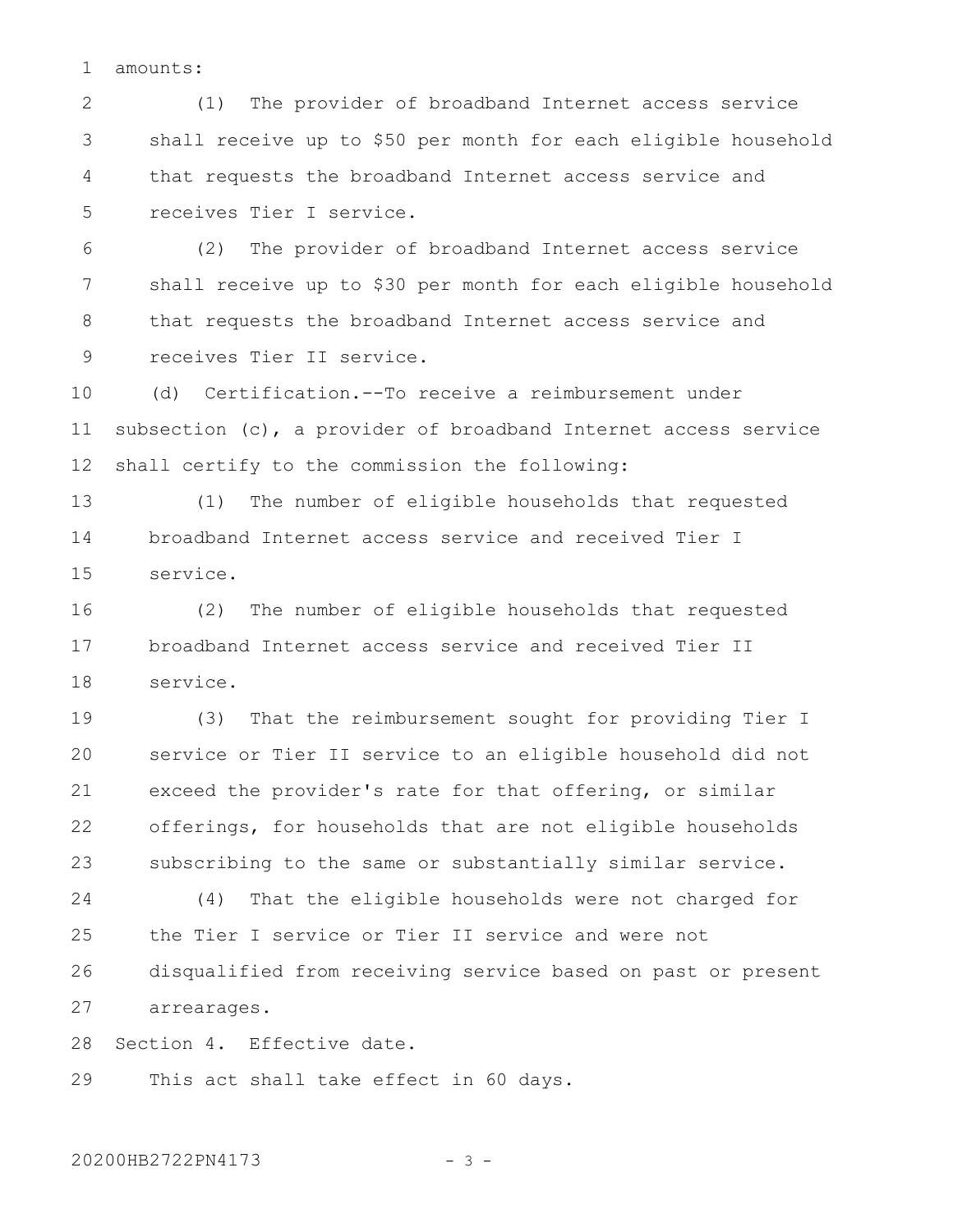amounts:

(1) The provider of broadband Internet access service shall receive up to $50 per month for each eligible household that requests the broadband Internet access service and receives Tier I service.

(2) The provider of broadband Internet access service shall receive up to $30 per month for each eligible household that requests the broadband Internet access service and receives Tier II service.

(d) Certification.--To receive a reimbursement under subsection (c), a provider of broadband Internet access service shall certify to the commission the following:

(1) The number of eligible households that requested broadband Internet access service and received Tier I service.

(2) The number of eligible households that requested broadband Internet access service and received Tier II service.

(3) That the reimbursement sought for providing Tier I service or Tier II service to an eligible household did not exceed the provider's rate for that offering, or similar offerings, for households that are not eligible households subscribing to the same or substantially similar service.

(4) That the eligible households were not charged for the Tier I service or Tier II service and were not disqualified from receiving service based on past or present arrearages.

Section 4. Effective date.

This act shall take effect in 60 days.